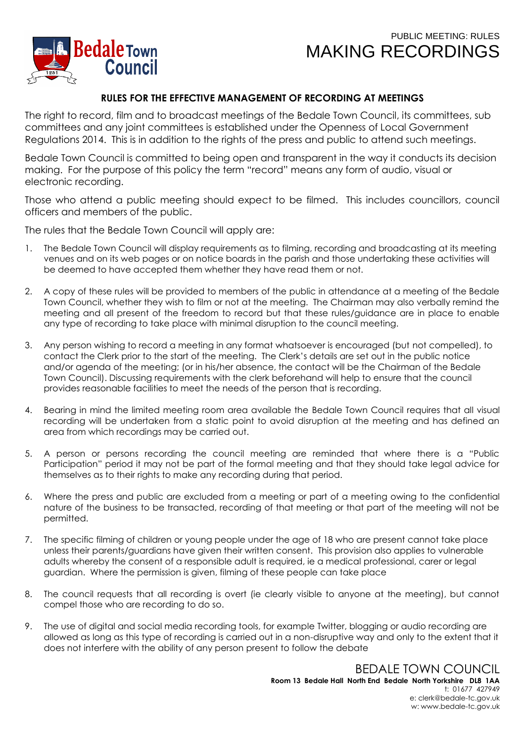Bedale Town Council

PUBLIC MEETING: RULES

# MAKING RECORDINGS

## RULES FOR THE EFFECTIVE MANAGEMENT OF RECORDING AT MEETINGS

The right to record, film and to broadcast meetings of the Bedale Town Council, its committees, sub committees and any joint committees is established under the Openness of Local Government Regulations 2014. This is in addition to the rights of the press and public to attend such meetings.

Bedale Town Council is committed to being open and transparent in the way it conducts its decision making. For the purpose of this policy the term "record" means any form of audio, visual or electronic recording.

Those who attend a public meeting should expect to be filmed. This includes councillors, council officers and members of the public.

The rules that the Bedale Town Council will apply are:

1. The Bedale Town Council will display requirements as to filming, recording and broadcasting at its meeting venues and on its web pages or on notice boards in the parish and those undertaking these activities will be deemed to have accepted them whether they have read them or not.

2. A copy of these rules will be provided to members of the public in attendance at a meeting of the Bedale Town Council, whether they wish to film or not at the meeting. The Chairman may also verbally remind the meeting and all present of the freedom to record but that these rules/guidance are in place to enable any type of recording to take place with minimal disruption to the council meeting.

3. Any person wishing to record a meeting in any format whatsoever is encouraged (but not compelled), to contact the Clerk prior to the start of the meeting. The Clerk's details are set out in the public notice and/or agenda of the meeting; (or in his/her absence, the contact will be the Chairman of the Bedale Town Council). Discussing requirements with the clerk beforehand will help to ensure that the council provides reasonable facilities to meet the needs of the person that is recording.

4. Bearing in mind the limited meeting room area available the Bedale Town Council requires that all visual recording will be undertaken from a static point to avoid disruption at the meeting and has defined an area from which recordings may be carried out.

5. A person or persons recording the council meeting are reminded that where there is a "Public Participation" period it may not be part of the formal meeting and that they should take legal advice for themselves as to their rights to make any recording during that period.

6. Where the press and public are excluded from a meeting or part of a meeting owing to the confidential nature of the business to be transacted, recording of that meeting or that part of the meeting will not be permitted.

7. The specific filming of children or young people under the age of 18 who are present cannot take place unless their parents/guardians have given their written consent. This provision also applies to vulnerable adults whereby the consent of a responsible adult is required, ie a medical professional, carer or legal guardian. Where the permission is given, filming of these people can take place

8. The council requests that all recording is overt (ie clearly visible to anyone at the meeting), but cannot compel those who are recording to do so.

9. The use of digital and social media recording tools, for example Twitter, blogging or audio recording are allowed as long as this type of recording is carried out in a non-disruptive way and only to the extent that it does not interfere with the ability of any person present to follow the debate

BEDALE TOWN COUNCIL
**Room 13 Bedale Hall North End Bedale North Yorkshire DL8 1AA**
t: 01677 427949
e: clerk@bedale-tc.gov.uk
w: www.bedale-tc.gov.uk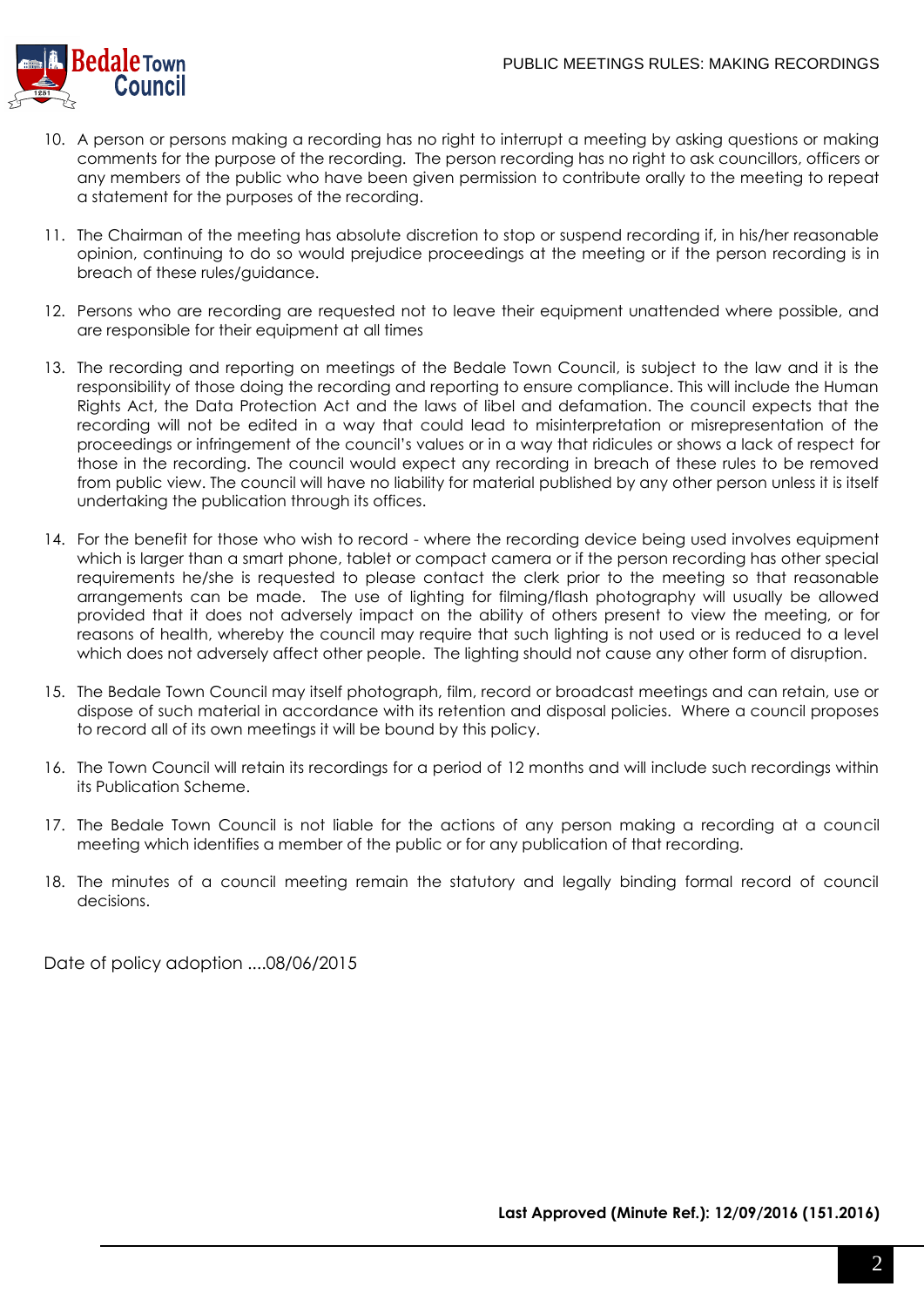10. A person or persons making a recording has no right to interrupt a meeting by asking questions or making comments for the purpose of the recording. The person recording has no right to ask councillors, officers or any members of the public who have been given permission to contribute orally to the meeting to repeat a statement for the purposes of the recording.

11. The Chairman of the meeting has absolute discretion to stop or suspend recording if, in his/her reasonable opinion, continuing to do so would prejudice proceedings at the meeting or if the person recording is in breach of these rules/guidance.

12. Persons who are recording are requested not to leave their equipment unattended where possible, and are responsible for their equipment at all times

13. The recording and reporting on meetings of the Bedale Town Council, is subject to the law and it is the responsibility of those doing the recording and reporting to ensure compliance. This will include the Human Rights Act, the Data Protection Act and the laws of libel and defamation. The council expects that the recording will not be edited in a way that could lead to misinterpretation or misrepresentation of the proceedings or infringement of the council's values or in a way that ridicules or shows a lack of respect for those in the recording. The council would expect any recording in breach of these rules to be removed from public view. The council will have no liability for material published by any other person unless it is itself undertaking the publication through its offices.

14. For the benefit for those who wish to record - where the recording device being used involves equipment which is larger than a smart phone, tablet or compact camera or if the person recording has other special requirements he/she is requested to please contact the clerk prior to the meeting so that reasonable arrangements can be made. The use of lighting for filming/flash photography will usually be allowed provided that it does not adversely impact on the ability of others present to view the meeting, or for reasons of health, whereby the council may require that such lighting is not used or is reduced to a level which does not adversely affect other people. The lighting should not cause any other form of disruption.

15. The Bedale Town Council may itself photograph, film, record or broadcast meetings and can retain, use or dispose of such material in accordance with its retention and disposal policies. Where a council proposes to record all of its own meetings it will be bound by this policy.

16. The Town Council will retain its recordings for a period of 12 months and will include such recordings within its Publication Scheme.

17. The Bedale Town Council is not liable for the actions of any person making a recording at a council meeting which identifies a member of the public or for any publication of that recording.

18. The minutes of a council meeting remain the statutory and legally binding formal record of council decisions.

Date of policy adoption ....08/06/2015

**Last Approved (Minute Ref.): 12/09/2016 (151.2016)**